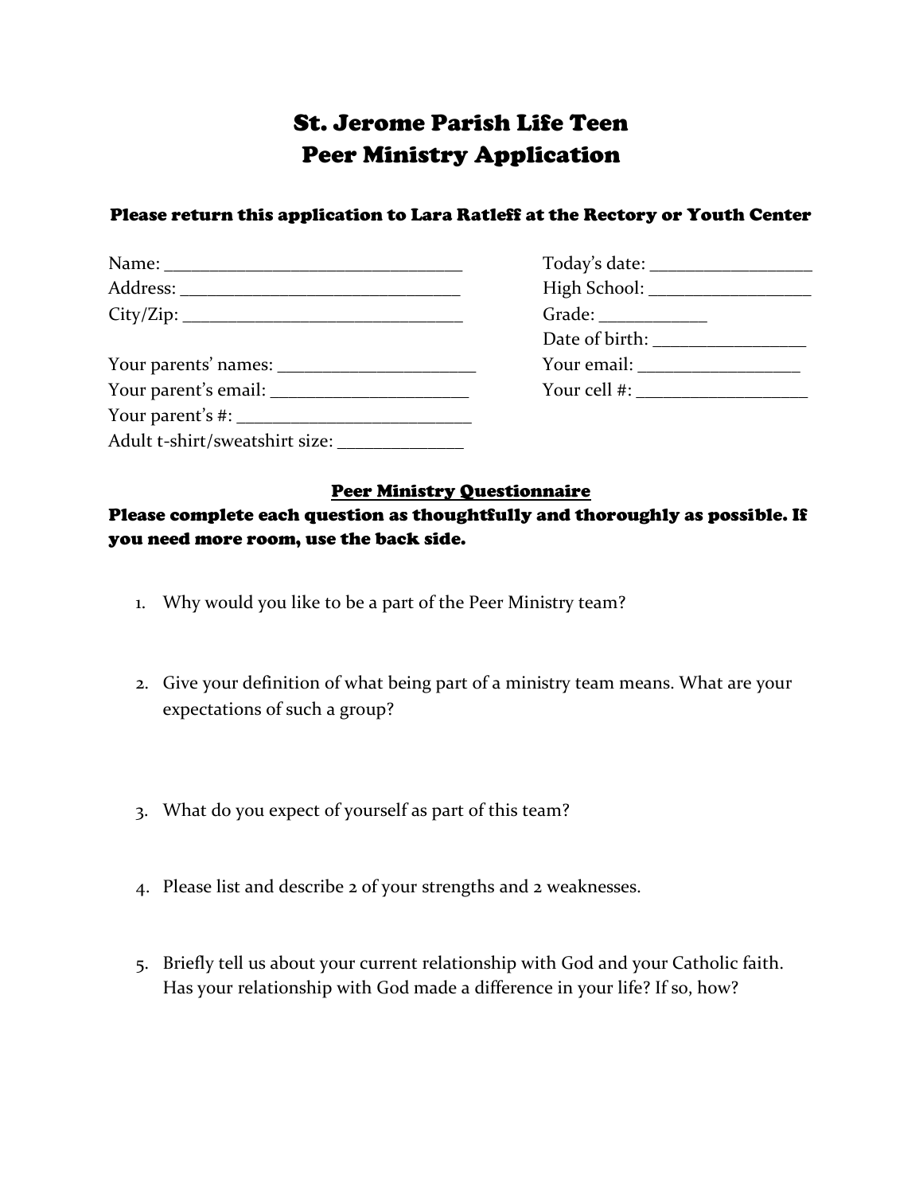# St. Jerome Parish Life Teen
# Peer Ministry Application

**Please return this application to Lara Ratleff at the Rectory or Youth Center**

Name: ________________________________

Address: ______________________________

City/Zip: ______________________________

Your parents' names: _____________________

Your parent's email: _____________________

Your parent's #: _________________________

Adult t-shirt/sweatshirt size: _____________

Today's date: _________________

High School: _________________

Grade: ___________

Date of birth: ________________

Your email: _________________

Your cell #: __________________

## Peer Ministry Questionnaire

**Please complete each question as thoughtfully and thoroughly as possible. If you need more room, use the back side.**

1. Why would you like to be a part of the Peer Ministry team?

2. Give your definition of what being part of a ministry team means. What are your expectations of such a group?

3. What do you expect of yourself as part of this team?

4. Please list and describe 2 of your strengths and 2 weaknesses.

5. Briefly tell us about your current relationship with God and your Catholic faith. Has your relationship with God made a difference in your life? If so, how?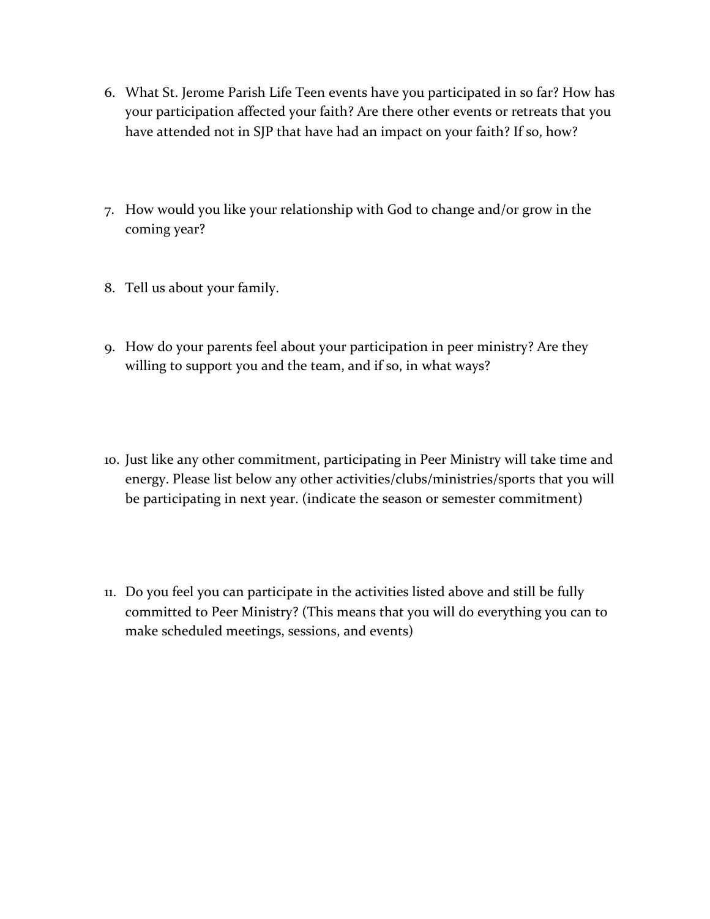6. What St. Jerome Parish Life Teen events have you participated in so far? How has your participation affected your faith? Are there other events or retreats that you have attended not in SJP that have had an impact on your faith? If so, how?

7. How would you like your relationship with God to change and/or grow in the coming year?

8. Tell us about your family.

9. How do your parents feel about your participation in peer ministry? Are they willing to support you and the team, and if so, in what ways?

10. Just like any other commitment, participating in Peer Ministry will take time and energy. Please list below any other activities/clubs/ministries/sports that you will be participating in next year. (indicate the season or semester commitment)

11. Do you feel you can participate in the activities listed above and still be fully committed to Peer Ministry? (This means that you will do everything you can to make scheduled meetings, sessions, and events)